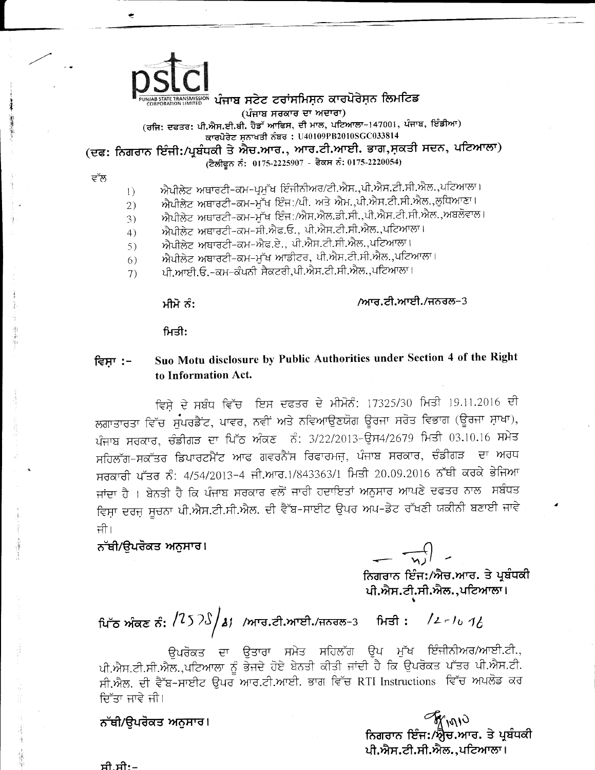**pstcl**

PUNJAB STATE TRANSMISSION CORPORATION LIMITED

# ਪੰਜਾਬ ਸਟੇਟ ਟਰਾਂਸਮਿਸ਼ਨ ਕਾਰਪੋਰੇਸ਼ਨ ਲਿਮਟਿਡ

(ਪੰਜਾਬ ਸਰਕਾਰ ਦਾ ਅਦਾਰਾ)

(ਰਜਿ: ਦਫਤਰ: ਪੀ.ਐਸ.ਈ.ਬੀ. ਹੈਡੱ ਆਫਿਸ, ਦੀ ਮਾਲ, ਪਟਿਆਲਾ-147001, ਪੰਜਾਬ, ਇੰਡੀਆ)

ਕਾਰਪੋਰੇਟ ਸ਼ਨਾਖਤੀ ਨੰਬਰ : U40109PB2010SGC033814

**(ਦਫ: ਨਿਗਰਾਨ ਇੰਜੀ:/ਪ੍ਰਬੰਧਕੀ ਤੇ ਐਚ.ਆਰ., ਆਰ.ਟੀ.ਆਈ. ਭਾਗ,ਸ਼ਕਤੀ ਸਦਨ, ਪਟਿਆਲਾ)**

(ਟੈਲੀਫੂਨ ਨੰ: 0175-2225907 - ਫੈਕਸ ਨੰ: 0175-2220054)

ਵੱਲ

1) ਐਪੀਲੇਟ ਅਥਾਰਟੀ-ਕਮ-ਪ੍ਰਮੁੱਖ ਇੰਜੀਨੀਅਰ/ਟੀ.ਐਸ.,ਪੀ.ਐਸ.ਟੀ.ਸੀ.ਐਲ.,ਪਟਿਆਲਾ।
2) ਐਪੀਲੇਟ ਅਥਾਰਟੀ-ਕਮ-ਮੁੱਖ ਇੰਜ:/ਪੀ. ਅਤੇ ਐਮ.,ਪੀ.ਐਸ.ਟੀ.ਸੀ.ਐਲ.,ਲੁਧਿਆਣਾ।
3) ਐਪੀਲੇਟ ਅਥਾਰਟੀ-ਕਮ-ਮੁੱਖ ਇੰਜ:/ਐਸ.ਐਲ.ਡੀ.ਸੀ.,ਪੀ.ਐਸ.ਟੀ.ਸੀ.ਐਲ.,ਅਬਲੋਵਾਲ।
4) ਐਪੀਲੇਟ ਅਥਾਰਟੀ-ਕਮ-ਸੀ.ਐਫ.ਓ., ਪੀ.ਐਸ.ਟੀ.ਸੀ.ਐਲ.,ਪਟਿਆਲਾ।
5) ਐਪੀਲੇਟ ਅਥਾਰਟੀ-ਕਮ-ਐਫ.ਏ., ਪੀ.ਐਸ.ਟੀ.ਸੀ.ਐਲ.,ਪਟਿਆਲਾ।
6) ਐਪੀਲੇਟ ਅਥਾਰਟੀ-ਕਮ-ਮੁੱਖ ਆਡੀਟਰ, ਪੀ.ਐਸ.ਟੀ.ਸੀ.ਐਲ.,ਪਟਿਆਲਾ।
7) ਪੀ.ਆਈ.ਓ.-ਕਮ-ਕੰਪਨੀ ਸੈਕਟਰੀ,ਪੀ.ਐਸ.ਟੀ.ਸੀ.ਐਲ.,ਪਟਿਆਲਾ।

ਮੀਮੋ ਨੰ: /ਆਰ.ਟੀ.ਆਈ./ਜਨਰਲ-3

ਮਿਤੀ:

**ਵਿਸ਼ਾ :- Suo Motu disclosure by Public Authorities under Section 4 of the Right to Information Act.**

ਵਿਸ਼ੇ ਦੇ ਸਬੰਧ ਵਿੱਚ ਇਸ ਦਫਤਰ ਦੇ ਮੀਮੋਨੰ: 17325/30 ਮਿਤੀ 19.11.2016 ਦੀ ਲਗਾਤਾਰਤਾ ਵਿੱਚ ਸੁਪਰਡੈਂਟ, ਪਾਵਰ, ਨਵੀਂ ਅਤੇ ਨਵਿਆਉਣਯੋਗ ਊਰਜਾ ਸਰੋਤ ਵਿਭਾਗ (ਊਰਜਾ ਸ਼ਾਖਾ), ਪੰਜਾਬ ਸਰਕਾਰ, ਚੰਡੀਗੜ ਦਾ ਪਿੱਠ ਅੰਕਣ ਨੰ: 3/22/2013-ਊਸ4/2679 ਮਿਤੀ 03.10.16 ਸਮੇਤ ਸਹਿਲੱਗ-ਸਕੱਤਰ ਡਿਪਾਰਟਮੈਂਟ ਆਫ ਗਵਰਨੈਂਸ ਰਿਫਾਰਮਜ਼, ਪੰਜਾਬ ਸਰਕਾਰ, ਚੰਡੀਗੜ ਦਾ ਅਰਧ ਸਰਕਾਰੀ ਪੱਤਰ ਨੰ: 4/54/2013-4 ਜੀ.ਆਰ.1/843363/1 ਮਿਤੀ 20.09.2016 ਨੱਥੀ ਕਰਕੇ ਭੇਜਿਆ ਜਾਂਦਾ ਹੈ । ਬੇਨਤੀ ਹੈ ਕਿ ਪੰਜਾਬ ਸਰਕਾਰ ਵਲੋਂ ਜਾਰੀ ਹਦਾਇਤਾਂ ਅਨੁਸਾਰ ਆਪਣੇ ਦਫਤਰ ਨਾਲ ਸਬੰਧਤ ਵਿਸ਼ਾ ਦਰਜ਼ ਸੂਚਨਾ ਪੀ.ਐਸ.ਟੀ.ਸੀ.ਐਲ. ਦੀ ਵੈੱਬ-ਸਾਈਟ ਉਪਰ ਅਪ-ਡੇਟ ਰੱਖਣੀ ਯਕੀਨੀ ਬਣਾਈ ਜਾਵੇ ਜੀ।

**ਨੱਥੀ/ਉਪਰੋਕਤ ਅਨੁਸਾਰ।**

**ਨਿਗਰਾਨ ਇੰਜ:/ਐਚ.ਆਰ. ਤੇ ਪ੍ਰਬੰਧਕੀ**
**ਪੀ.ਐਸ.ਟੀ.ਸੀ.ਐਲ.,ਪਟਿਆਲਾ।**

**ਪਿੱਠ ਅੰਕਣ ਨੰ: 12575/81 /ਆਰ.ਟੀ.ਆਈ./ਜਨਰਲ-3 ਮਿਤੀ : 12-10-16**

ਉਪਰੋਕਤ ਦਾ ਉਤਾਰਾ ਸਮੇਤ ਸਹਿਲੱਗ ਉਪ ਮੁੱਖ ਇੰਜੀਨੀਅਰ/ਆਈ.ਟੀ., ਪੀ.ਐਸ.ਟੀ.ਸੀ.ਐਲ.,ਪਟਿਆਲਾ ਨੂੰ ਭੇਜਦੇ ਹੋਏ ਬੇਨਤੀ ਕੀਤੀ ਜਾਂਦੀ ਹੈ ਕਿ ਉਪਰੋਕਤ ਪੱਤਰ ਪੀ.ਐਸ.ਟੀ. ਸੀ.ਐਲ. ਦੀ ਵੈੱਬ-ਸਾਈਟ ਉਪਰ ਆਰ.ਟੀ.ਆਈ. ਭਾਗ ਵਿੱਚ RTI Instructions ਵਿੱਚ ਅਪਲੋਡ ਕਰ ਦਿੱਤਾ ਜਾਵੇ ਜੀ।

**ਨੱਥੀ/ਉਪਰੋਕਤ ਅਨੁਸਾਰ।**

**ਨਿਗਰਾਨ ਇੰਜ:/ਐਚ.ਆਰ. ਤੇ ਪ੍ਰਬੰਧਕੀ**
**ਪੀ.ਐਸ.ਟੀ.ਸੀ.ਐਲ.,ਪਟਿਆਲਾ।**

ਸੀ.ਸੀ:-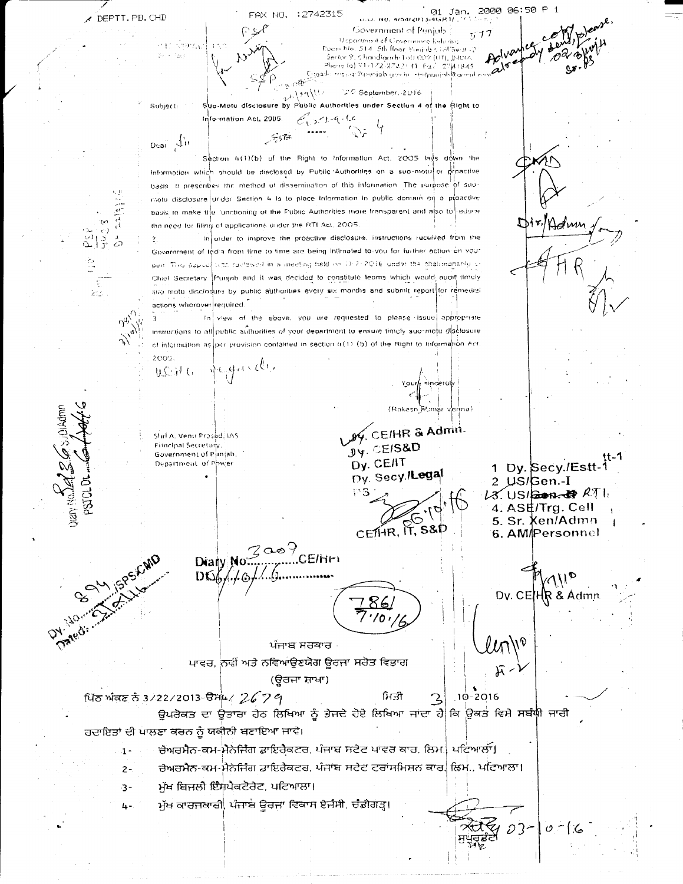D.O. No. 4/54/2013-4GR1/

Government of Punjab

Department of Governance Reforms

Room No. 514, 5th floor, Punjab Civil Secretariat

Sector 9, Chandigarh-160 009 (UT), INDIA

Phone (o) 91-172-2742131 Fax: 2741845

Email: resgr@punjab.gov.in

September, 2016

Subject: Suo-Motu disclosure by Public Authorities under Section 4 of the Right to Information Act, 2005

Dear Sir

Section 4(1)(b) of the Right to Information Act, 2005 lays down the information which should be disclosed by Public Authorities on a suo-motu or proactive basis. It prescribes the method of dissemination of this information. The purpose of suo-motu disclosure under Section 4 is to place information in public domain on a proactive basis to make the functioning of the Public Authorities more transparent and also to reduce the need for filing of applications under the RTI Act, 2005.

2. In order to improve the proactive disclosure, instructions received from the Government of India from time to time are being intimated to you for further action on your part. This aspect was reviewed in a meeting held on 11-7-2016 under the chairmanship of Chief Secretary, Punjab and it was decided to constitute teams which would audit timely suo motu disclosure by public authorities every six months and submit report for remedial actions wherever required.

3. In view of the above, you are requested to please issue appropriate instructions to all public authorities of your department to ensure timely suo-motu disclosure of information as per provision contained in section 4(1) (b) of the Right to Information Act, 2005.

With regards,

Yours sincerely

(Rakesh Kumar Verma)

Shri A. Venu Prasad, IAS
Principal Secretary,
Government of Punjab,
Department of Power

Dy. CE/HR & Admn.
Dy. CE/S&D
Dy. CE/IT
Dy. Secy./Legal
PS

CE/HR, IT, S&D

1. Dy. Secy./Estt-1
2. US/Gen.-I
3. US/RTI
4. ASE/Trg. Cell
5. Sr. Xen/Admn
6. AM/Personnel

Dy. CE/HR & Admn

Diary No. 3007 CE/HR
Dt. 6/10/16

ਪੰਜਾਬ ਸਰਕਾਰ

ਪਾਵਰ, ਨਵੀਂ ਅਤੇ ਨਵਿਆਉਣਯੋਗ ਊਰਜਾ ਸਰੋਤ ਵਿਭਾਗ

(ਊਰਜਾ ਸ਼ਾਖਾ)

ਪਿੱਠ ਅੰਕਣ ਨੰ 3/22/2013-ਊਸ4/ 2679 ਮਿਤੀ 3-10-2016

ਉਪਰੋਕਤ ਦਾ ਉਤਾਰਾ ਹੇਠ ਲਿਖਿਆ ਨੂੰ ਭੇਜਦੇ ਹੋਏ ਲਿਖਿਆ ਜਾਂਦਾ ਹੈ ਕਿ ਉਕਤ ਵਿਸ਼ੇ ਸਬੰਧੀ ਜਾਰੀ ਹਦਾਇਤਾਂ ਦੀ ਪਾਲਣਾ ਕਰਨ ਨੂੰ ਯਕੀਨੀ ਬਣਾਇਆ ਜਾਵੇ।

1- ਚੇਅਰਮੈਨ-ਕਮ-ਮੈਨੇਜਿੰਗ ਡਾਇਰੈਕਟਰ, ਪੰਜਾਬ ਸਟੇਟ ਪਾਵਰ ਕਾਰ. ਲਿਮ., ਪਟਿਆਲਾ।
2- ਚੇਅਰਮੈਨ-ਕਮ-ਮੈਨੇਜਿੰਗ ਡਾਇਰੈਕਟਰ, ਪੰਜਾਬ ਸਟੇਟ ਟਰਾਂਸਮਿਸ਼ਨ ਕਾਰ. ਲਿਮ., ਪਟਿਆਲਾ।
3- ਮੁੱਖ ਬਿਜਲੀ ਇੰਸਪੈਕਟੋਰੇਟ, ਪਟਿਆਲਾ।
4- ਮੁੱਖ ਕਾਰਜਕਾਰੀ, ਪੰਜਾਬ ਊਰਜਾ ਵਿਕਾਸ ਏਜੰਸੀ, ਚੰਡੀਗੜ੍ਹ।

03-10-16
ਸੁਪਰਡੰਟ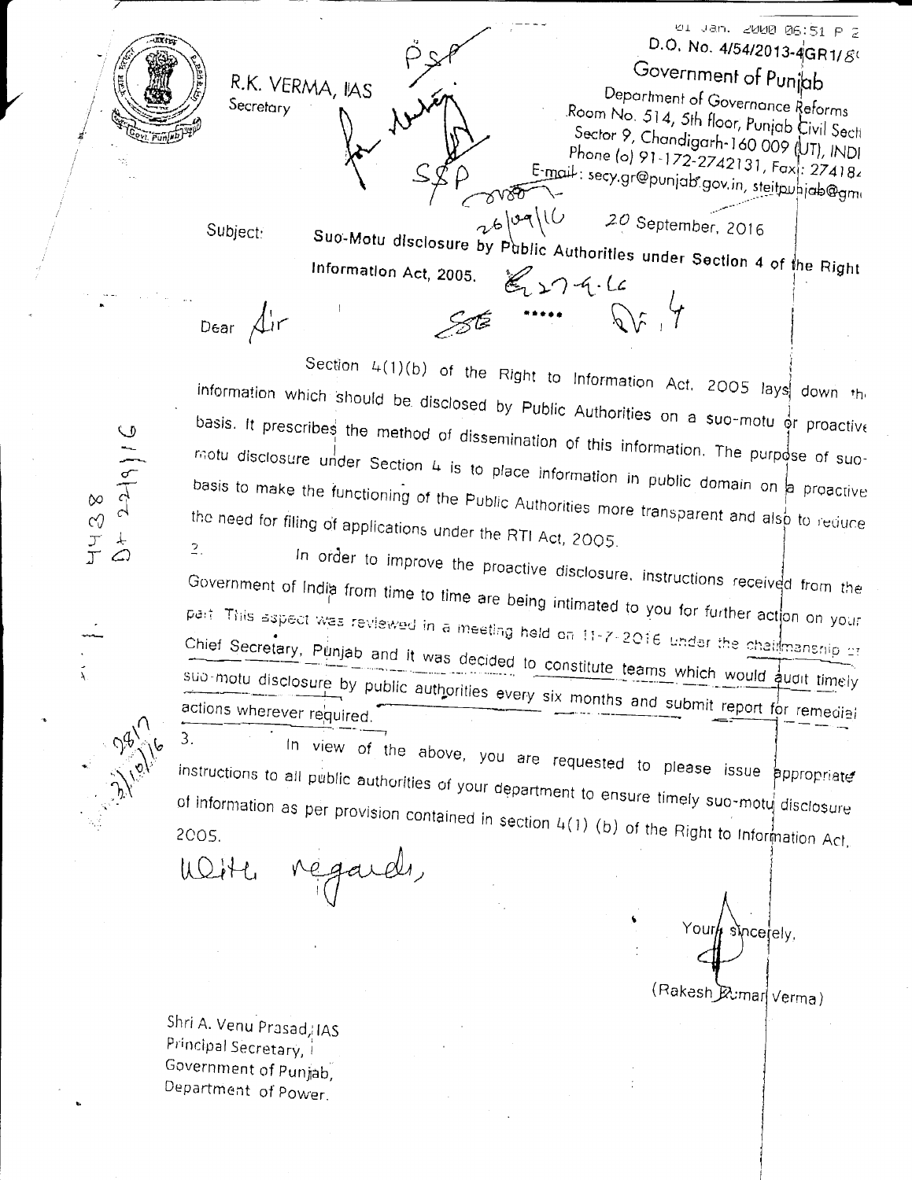D.O. No. 4/54/2013-4GR1/8

R.K. VERMA, IAS
Secretary

Government of Punjab
Department of Governance Reforms
Room No. 514, 5th floor, Punjab Civil Secti
Sector 9, Chandigarh-160 009 (UT), INDI
Phone (o) 91-172-2742131, Fax: 27418
E-mail: secy.gr@punjab.gov.in, steitpunjab@gm

20 September, 2016

Subject: **Suo-Motu disclosure by Public Authorities under Section 4 of the Right Information Act, 2005.**

\*\*\*\*\*

Dear Sir

Section 4(1)(b) of the Right to Information Act, 2005 lays down the information which should be disclosed by Public Authorities on a suo-motu or proactive basis. It prescribes the method of dissemination of this information. The purpose of suo-motu disclosure under Section 4 is to place information in public domain on a proactive basis to make the functioning of the Public Authorities more transparent and also to reduce the need for filing of applications under the RTI Act, 2005.

2. In order to improve the proactive disclosure, instructions received from the Government of India from time to time are being intimated to you for further action on your part. This aspect was reviewed in a meeting held on 11-7-2016 under the chairmanship of Chief Secretary, Punjab and it was decided to constitute teams which would audit timely suo-motu disclosure by public authorities every six months and submit report for remedial actions wherever required.

3. In view of the above, you are requested to please issue appropriate instructions to all public authorities of your department to ensure timely suo-motu disclosure of information as per provision contained in section 4(1) (b) of the Right to Information Act, 2005.

With regards,

Yours sincerely,

(Rakesh Kumar Verma)

Shri A. Venu Prasad, IAS
Principal Secretary,
Government of Punjab,
Department of Power.